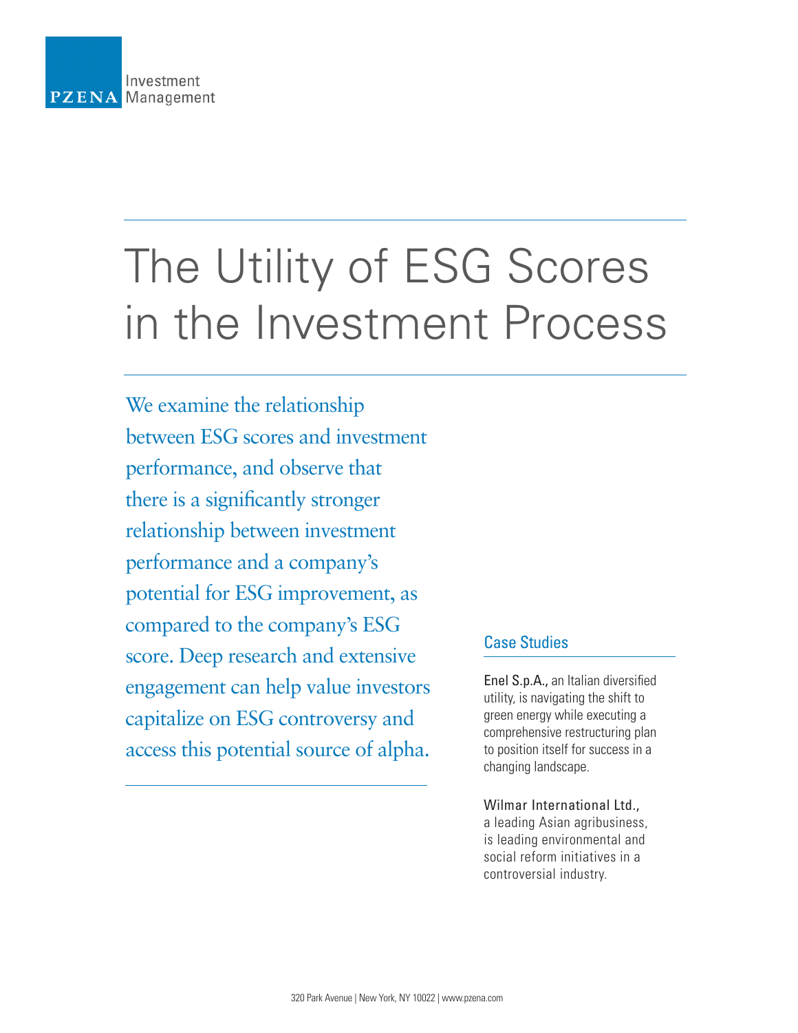PZENA Investment Management

# The Utility of ESG Scores in the Investment Process

We examine the relationship between ESG scores and investment performance, and observe that there is a significantly stronger relationship between investment performance and a company's potential for ESG improvement, as compared to the company's ESG score. Deep research and extensive engagement can help value investors capitalize on ESG controversy and access this potential source of alpha.

## Case Studies

Enel S.p.A., an Italian diversified utility, is navigating the shift to green energy while executing a comprehensive restructuring plan to position itself for success in a changing landscape.

Wilmar International Ltd., a leading Asian agribusiness, is leading environmental and social reform initiatives in a controversial industry.

320 Park Avenue | New York, NY 10022 | www.pzena.com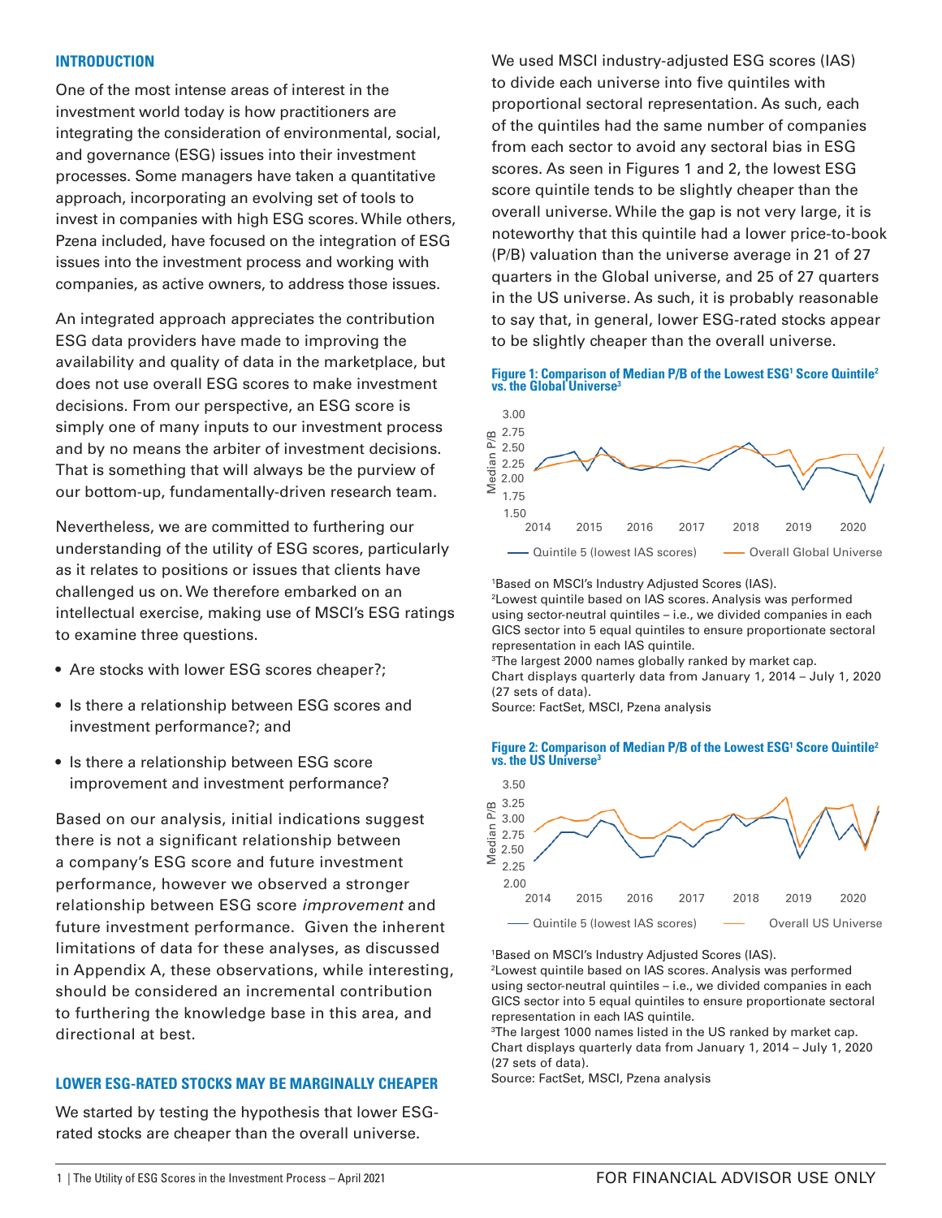## INTRODUCTION

One of the most intense areas of interest in the investment world today is how practitioners are integrating the consideration of environmental, social, and governance (ESG) issues into their investment processes. Some managers have taken a quantitative approach, incorporating an evolving set of tools to invest in companies with high ESG scores. While others, Pzena included, have focused on the integration of ESG issues into the investment process and working with companies, as active owners, to address those issues.

An integrated approach appreciates the contribution ESG data providers have made to improving the availability and quality of data in the marketplace, but does not use overall ESG scores to make investment decisions. From our perspective, an ESG score is simply one of many inputs to our investment process and by no means the arbiter of investment decisions. That is something that will always be the purview of our bottom-up, fundamentally-driven research team.

Nevertheless, we are committed to furthering our understanding of the utility of ESG scores, particularly as it relates to positions or issues that clients have challenged us on. We therefore embarked on an intellectual exercise, making use of MSCI's ESG ratings to examine three questions.

- Are stocks with lower ESG scores cheaper?;
- Is there a relationship between ESG scores and investment performance?; and
- Is there a relationship between ESG score improvement and investment performance?

Based on our analysis, initial indications suggest there is not a significant relationship between a company's ESG score and future investment performance, however we observed a stronger relationship between ESG score *improvement* and future investment performance. Given the inherent limitations of data for these analyses, as discussed in Appendix A, these observations, while interesting, should be considered an incremental contribution to furthering the knowledge base in this area, and directional at best.

## LOWER ESG-RATED STOCKS MAY BE MARGINALLY CHEAPER

We started by testing the hypothesis that lower ESG-rated stocks are cheaper than the overall universe.

We used MSCI industry-adjusted ESG scores (IAS) to divide each universe into five quintiles with proportional sectoral representation. As such, each of the quintiles had the same number of companies from each sector to avoid any sectoral bias in ESG scores. As seen in Figures 1 and 2, the lowest ESG score quintile tends to be slightly cheaper than the overall universe. While the gap is not very large, it is noteworthy that this quintile had a lower price-to-book (P/B) valuation than the universe average in 21 of 27 quarters in the Global universe, and 25 of 27 quarters in the US universe. As such, it is probably reasonable to say that, in general, lower ESG-rated stocks appear to be slightly cheaper than the overall universe.

**Figure 1: Comparison of Median P/B of the Lowest ESG[1] Score Quintile[2] vs. the Global Universe[3]**

[1]Based on MSCI's Industry Adjusted Scores (IAS).
[2]Lowest quintile based on IAS scores. Analysis was performed using sector-neutral quintiles – i.e., we divided companies in each GICS sector into 5 equal quintiles to ensure proportionate sectoral representation in each IAS quintile.
[3]The largest 2000 names globally ranked by market cap.
Chart displays quarterly data from January 1, 2014 – July 1, 2020 (27 sets of data).
Source: FactSet, MSCI, Pzena analysis

**Figure 2: Comparison of Median P/B of the Lowest ESG[1] Score Quintile[2] vs. the US Universe[3]**

[1]Based on MSCI's Industry Adjusted Scores (IAS).
[2]Lowest quintile based on IAS scores. Analysis was performed using sector-neutral quintiles – i.e., we divided companies in each GICS sector into 5 equal quintiles to ensure proportionate sectoral representation in each IAS quintile.
[3]The largest 1000 names listed in the US ranked by market cap.
Chart displays quarterly data from January 1, 2014 – July 1, 2020 (27 sets of data).
Source: FactSet, MSCI, Pzena analysis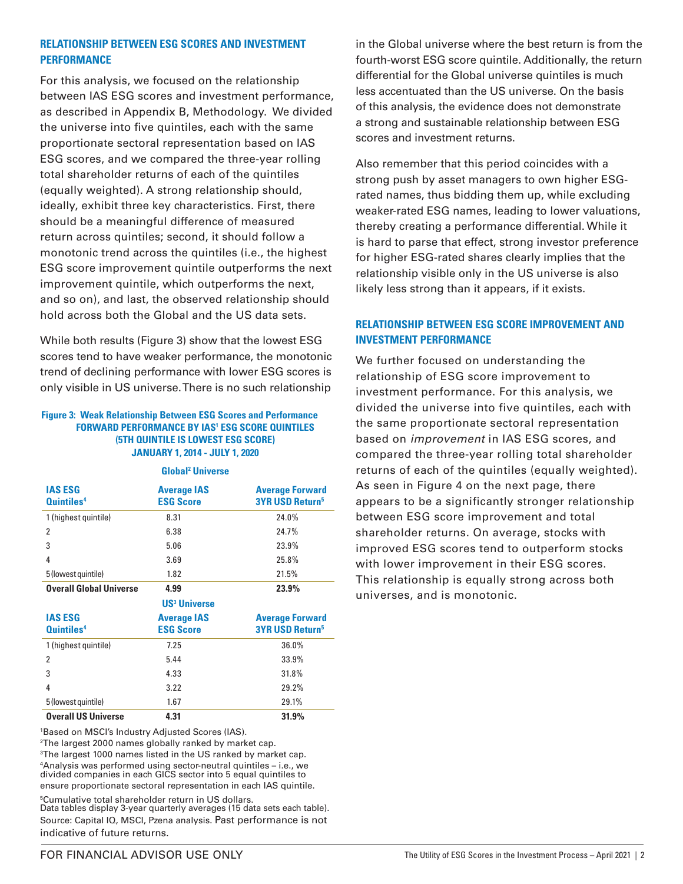## RELATIONSHIP BETWEEN ESG SCORES AND INVESTMENT PERFORMANCE

For this analysis, we focused on the relationship between IAS ESG scores and investment performance, as described in Appendix B, Methodology. We divided the universe into five quintiles, each with the same proportionate sectoral representation based on IAS ESG scores, and we compared the three-year rolling total shareholder returns of each of the quintiles (equally weighted). A strong relationship should, ideally, exhibit three key characteristics. First, there should be a meaningful difference of measured return across quintiles; second, it should follow a monotonic trend across the quintiles (i.e., the highest ESG score improvement quintile outperforms the next improvement quintile, which outperforms the next, and so on), and last, the observed relationship should hold across both the Global and the US data sets.

While both results (Figure 3) show that the lowest ESG scores tend to have weaker performance, the monotonic trend of declining performance with lower ESG scores is only visible in US universe. There is no such relationship in the Global universe where the best return is from the fourth-worst ESG score quintile. Additionally, the return differential for the Global universe quintiles is much less accentuated than the US universe. On the basis of this analysis, the evidence does not demonstrate a strong and sustainable relationship between ESG scores and investment returns.

Also remember that this period coincides with a strong push by asset managers to own higher ESG-rated names, thus bidding them up, while excluding weaker-rated ESG names, leading to lower valuations, thereby creating a performance differential. While it is hard to parse that effect, strong investor preference for higher ESG-rated shares clearly implies that the relationship visible only in the US universe is also likely less strong than it appears, if it exists.

**Figure 3: Weak Relationship Between ESG Scores and Performance**
**FORWARD PERFORMANCE BY IAS[1] ESG SCORE QUINTILES (5TH QUINTILE IS LOWEST ESG SCORE) JANUARY 1, 2014 - JULY 1, 2020**

**Global[2] Universe**

| IAS ESG Quintiles[4] | Average IAS ESG Score | Average Forward 3YR USD Return[5] |
|---|---|---|
| 1 (highest quintile) | 8.31 | 24.0% |
| 2 | 6.38 | 24.7% |
| 3 | 5.06 | 23.9% |
| 4 | 3.69 | 25.8% |
| 5 (lowest quintile) | 1.82 | 21.5% |
| **Overall Global Universe** | **4.99** | **23.9%** |

**US[3] Universe**

| IAS ESG Quintiles[4] | Average IAS ESG Score | Average Forward 3YR USD Return[5] |
|---|---|---|
| 1 (highest quintile) | 7.25 | 36.0% |
| 2 | 5.44 | 33.9% |
| 3 | 4.33 | 31.8% |
| 4 | 3.22 | 29.2% |
| 5 (lowest quintile) | 1.67 | 29.1% |
| **Overall US Universe** | **4.31** | **31.9%** |

[1]Based on MSCI's Industry Adjusted Scores (IAS).
[2]The largest 2000 names globally ranked by market cap.
[3]The largest 1000 names listed in the US ranked by market cap.
[4]Analysis was performed using sector-neutral quintiles – i.e., we divided companies in each GICS sector into 5 equal quintiles to ensure proportionate sectoral representation in each IAS quintile.
[5]Cumulative total shareholder return in US dollars.
Data tables display 3-year quarterly averages (15 data sets each table).
Source: Capital IQ, MSCI, Pzena analysis. Past performance is not indicative of future returns.

## RELATIONSHIP BETWEEN ESG SCORE IMPROVEMENT AND INVESTMENT PERFORMANCE

We further focused on understanding the relationship of ESG score improvement to investment performance. For this analysis, we divided the universe into five quintiles, each with the same proportionate sectoral representation based on *improvement* in IAS ESG scores, and compared the three-year rolling total shareholder returns of each of the quintiles (equally weighted). As seen in Figure 4 on the next page, there appears to be a significantly stronger relationship between ESG score improvement and total shareholder returns. On average, stocks with improved ESG scores tend to outperform stocks with lower improvement in their ESG scores. This relationship is equally strong across both universes, and is monotonic.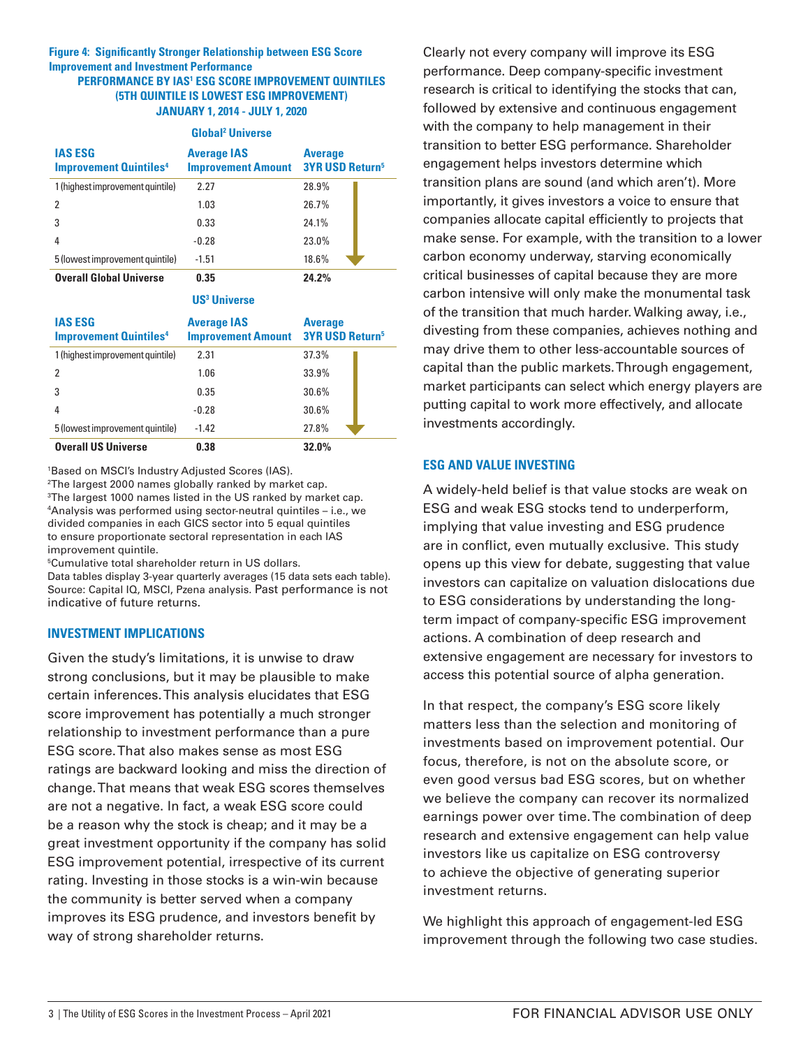**Figure 4: Significantly Stronger Relationship between ESG Score Improvement and Investment Performance**

**PERFORMANCE BY IAS[1] ESG SCORE IMPROVEMENT QUINTILES (5TH QUINTILE IS LOWEST ESG IMPROVEMENT) JANUARY 1, 2014 - JULY 1, 2020**

**Global[2] Universe**

| IAS ESG Improvement Quintiles[4] | Average IAS Improvement Amount | Average 3YR USD Return[5] |
|---|---|---|
| 1 (highest improvement quintile) | 2.27 | 28.9% |
| 2 | 1.03 | 26.7% |
| 3 | 0.33 | 24.1% |
| 4 | -0.28 | 23.0% |
| 5 (lowest improvement quintile) | -1.51 | 18.6% |
| **Overall Global Universe** | **0.35** | **24.2%** |

**US[3] Universe**

| IAS ESG Improvement Quintiles[4] | Average IAS Improvement Amount | Average 3YR USD Return[5] |
|---|---|---|
| 1 (highest improvement quintile) | 2.31 | 37.3% |
| 2 | 1.06 | 33.9% |
| 3 | 0.35 | 30.6% |
| 4 | -0.28 | 30.6% |
| 5 (lowest improvement quintile) | -1.42 | 27.8% |
| **Overall US Universe** | **0.38** | **32.0%** |

[1]Based on MSCI's Industry Adjusted Scores (IAS).
[2]The largest 2000 names globally ranked by market cap.
[3]The largest 1000 names listed in the US ranked by market cap.
[4]Analysis was performed using sector-neutral quintiles – i.e., we divided companies in each GICS sector into 5 equal quintiles to ensure proportionate sectoral representation in each IAS improvement quintile.
[5]Cumulative total shareholder return in US dollars.
Data tables display 3-year quarterly averages (15 data sets each table).
Source: Capital IQ, MSCI, Pzena analysis. Past performance is not indicative of future returns.

## INVESTMENT IMPLICATIONS

Given the study's limitations, it is unwise to draw strong conclusions, but it may be plausible to make certain inferences. This analysis elucidates that ESG score improvement has potentially a much stronger relationship to investment performance than a pure ESG score. That also makes sense as most ESG ratings are backward looking and miss the direction of change. That means that weak ESG scores themselves are not a negative. In fact, a weak ESG score could be a reason why the stock is cheap; and it may be a great investment opportunity if the company has solid ESG improvement potential, irrespective of its current rating. Investing in those stocks is a win-win because the community is better served when a company improves its ESG prudence, and investors benefit by way of strong shareholder returns.

Clearly not every company will improve its ESG performance. Deep company-specific investment research is critical to identifying the stocks that can, followed by extensive and continuous engagement with the company to help management in their transition to better ESG performance. Shareholder engagement helps investors determine which transition plans are sound (and which aren't). More importantly, it gives investors a voice to ensure that companies allocate capital efficiently to projects that make sense. For example, with the transition to a lower carbon economy underway, starving economically critical businesses of capital because they are more carbon intensive will only make the monumental task of the transition that much harder. Walking away, i.e., divesting from these companies, achieves nothing and may drive them to other less-accountable sources of capital than the public markets. Through engagement, market participants can select which energy players are putting capital to work more effectively, and allocate investments accordingly.

## ESG AND VALUE INVESTING

A widely-held belief is that value stocks are weak on ESG and weak ESG stocks tend to underperform, implying that value investing and ESG prudence are in conflict, even mutually exclusive. This study opens up this view for debate, suggesting that value investors can capitalize on valuation dislocations due to ESG considerations by understanding the long-term impact of company-specific ESG improvement actions. A combination of deep research and extensive engagement are necessary for investors to access this potential source of alpha generation.

In that respect, the company's ESG score likely matters less than the selection and monitoring of investments based on improvement potential. Our focus, therefore, is not on the absolute score, or even good versus bad ESG scores, but on whether we believe the company can recover its normalized earnings power over time. The combination of deep research and extensive engagement can help value investors like us capitalize on ESG controversy to achieve the objective of generating superior investment returns.

We highlight this approach of engagement-led ESG improvement through the following two case studies.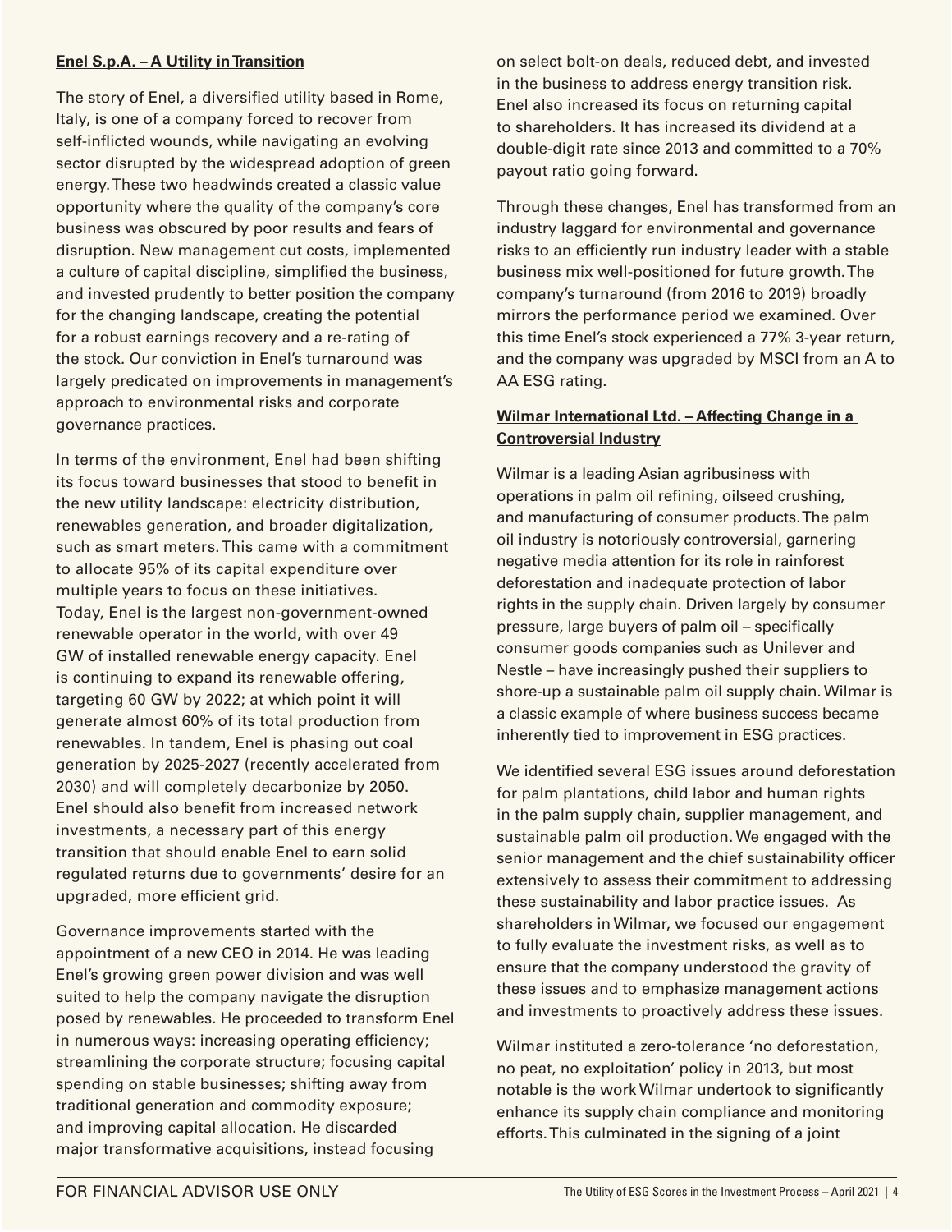**Enel S.p.A. – A Utility in Transition**

The story of Enel, a diversified utility based in Rome, Italy, is one of a company forced to recover from self-inflicted wounds, while navigating an evolving sector disrupted by the widespread adoption of green energy. These two headwinds created a classic value opportunity where the quality of the company's core business was obscured by poor results and fears of disruption. New management cut costs, implemented a culture of capital discipline, simplified the business, and invested prudently to better position the company for the changing landscape, creating the potential for a robust earnings recovery and a re-rating of the stock. Our conviction in Enel's turnaround was largely predicated on improvements in management's approach to environmental risks and corporate governance practices.

In terms of the environment, Enel had been shifting its focus toward businesses that stood to benefit in the new utility landscape: electricity distribution, renewables generation, and broader digitalization, such as smart meters. This came with a commitment to allocate 95% of its capital expenditure over multiple years to focus on these initiatives. Today, Enel is the largest non-government-owned renewable operator in the world, with over 49 GW of installed renewable energy capacity. Enel is continuing to expand its renewable offering, targeting 60 GW by 2022; at which point it will generate almost 60% of its total production from renewables. In tandem, Enel is phasing out coal generation by 2025-2027 (recently accelerated from 2030) and will completely decarbonize by 2050. Enel should also benefit from increased network investments, a necessary part of this energy transition that should enable Enel to earn solid regulated returns due to governments' desire for an upgraded, more efficient grid.

Governance improvements started with the appointment of a new CEO in 2014. He was leading Enel's growing green power division and was well suited to help the company navigate the disruption posed by renewables. He proceeded to transform Enel in numerous ways: increasing operating efficiency; streamlining the corporate structure; focusing capital spending on stable businesses; shifting away from traditional generation and commodity exposure; and improving capital allocation. He discarded major transformative acquisitions, instead focusing on select bolt-on deals, reduced debt, and invested in the business to address energy transition risk. Enel also increased its focus on returning capital to shareholders. It has increased its dividend at a double-digit rate since 2013 and committed to a 70% payout ratio going forward.

Through these changes, Enel has transformed from an industry laggard for environmental and governance risks to an efficiently run industry leader with a stable business mix well-positioned for future growth. The company's turnaround (from 2016 to 2019) broadly mirrors the performance period we examined. Over this time Enel's stock experienced a 77% 3-year return, and the company was upgraded by MSCI from an A to AA ESG rating.

**Wilmar International Ltd. – Affecting Change in a Controversial Industry**

Wilmar is a leading Asian agribusiness with operations in palm oil refining, oilseed crushing, and manufacturing of consumer products. The palm oil industry is notoriously controversial, garnering negative media attention for its role in rainforest deforestation and inadequate protection of labor rights in the supply chain. Driven largely by consumer pressure, large buyers of palm oil – specifically consumer goods companies such as Unilever and Nestle – have increasingly pushed their suppliers to shore-up a sustainable palm oil supply chain. Wilmar is a classic example of where business success became inherently tied to improvement in ESG practices.

We identified several ESG issues around deforestation for palm plantations, child labor and human rights in the palm supply chain, supplier management, and sustainable palm oil production. We engaged with the senior management and the chief sustainability officer extensively to assess their commitment to addressing these sustainability and labor practice issues. As shareholders in Wilmar, we focused our engagement to fully evaluate the investment risks, as well as to ensure that the company understood the gravity of these issues and to emphasize management actions and investments to proactively address these issues.

Wilmar instituted a zero-tolerance 'no deforestation, no peat, no exploitation' policy in 2013, but most notable is the work Wilmar undertook to significantly enhance its supply chain compliance and monitoring efforts. This culminated in the signing of a joint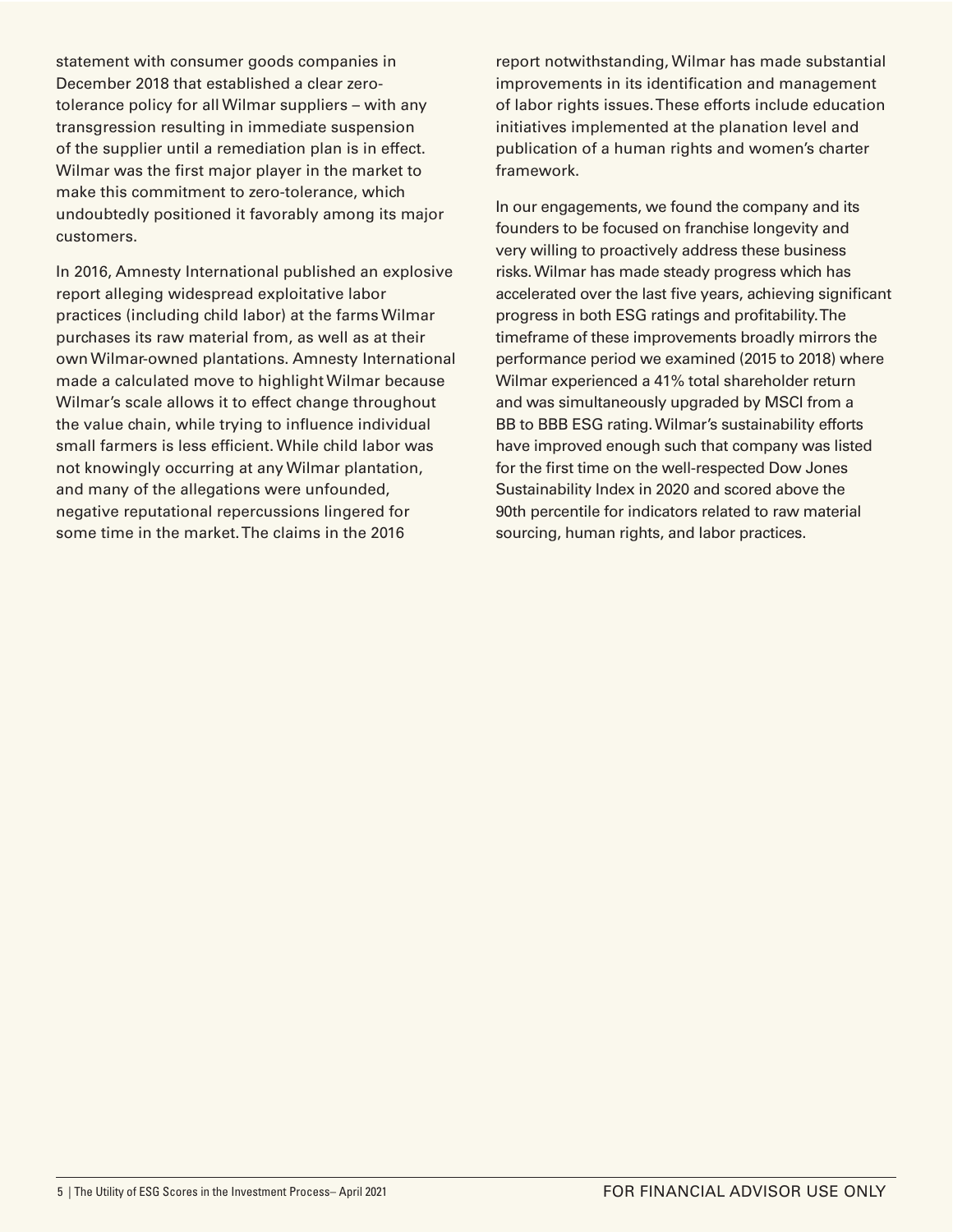statement with consumer goods companies in December 2018 that established a clear zero-tolerance policy for all Wilmar suppliers – with any transgression resulting in immediate suspension of the supplier until a remediation plan is in effect. Wilmar was the first major player in the market to make this commitment to zero-tolerance, which undoubtedly positioned it favorably among its major customers.

In 2016, Amnesty International published an explosive report alleging widespread exploitative labor practices (including child labor) at the farms Wilmar purchases its raw material from, as well as at their own Wilmar-owned plantations. Amnesty International made a calculated move to highlight Wilmar because Wilmar's scale allows it to effect change throughout the value chain, while trying to influence individual small farmers is less efficient. While child labor was not knowingly occurring at any Wilmar plantation, and many of the allegations were unfounded, negative reputational repercussions lingered for some time in the market. The claims in the 2016 report notwithstanding, Wilmar has made substantial improvements in its identification and management of labor rights issues. These efforts include education initiatives implemented at the planation level and publication of a human rights and women's charter framework.

In our engagements, we found the company and its founders to be focused on franchise longevity and very willing to proactively address these business risks. Wilmar has made steady progress which has accelerated over the last five years, achieving significant progress in both ESG ratings and profitability. The timeframe of these improvements broadly mirrors the performance period we examined (2015 to 2018) where Wilmar experienced a 41% total shareholder return and was simultaneously upgraded by MSCI from a BB to BBB ESG rating. Wilmar's sustainability efforts have improved enough such that company was listed for the first time on the well-respected Dow Jones Sustainability Index in 2020 and scored above the 90th percentile for indicators related to raw material sourcing, human rights, and labor practices.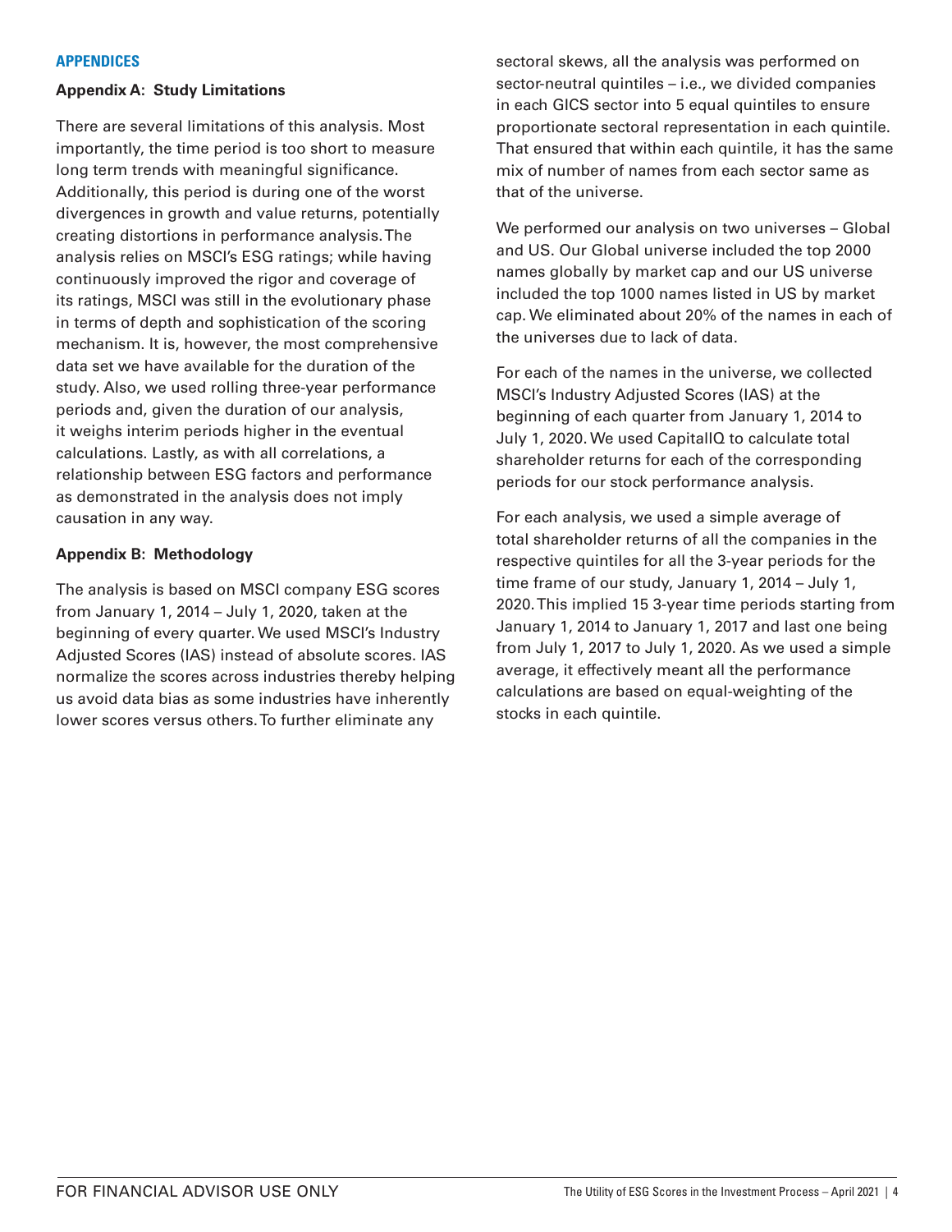## APPENDICES

### Appendix A: Study Limitations

There are several limitations of this analysis. Most importantly, the time period is too short to measure long term trends with meaningful significance. Additionally, this period is during one of the worst divergences in growth and value returns, potentially creating distortions in performance analysis. The analysis relies on MSCI's ESG ratings; while having continuously improved the rigor and coverage of its ratings, MSCI was still in the evolutionary phase in terms of depth and sophistication of the scoring mechanism. It is, however, the most comprehensive data set we have available for the duration of the study. Also, we used rolling three-year performance periods and, given the duration of our analysis, it weighs interim periods higher in the eventual calculations. Lastly, as with all correlations, a relationship between ESG factors and performance as demonstrated in the analysis does not imply causation in any way.

### Appendix B: Methodology

The analysis is based on MSCI company ESG scores from January 1, 2014 – July 1, 2020, taken at the beginning of every quarter. We used MSCI's Industry Adjusted Scores (IAS) instead of absolute scores. IAS normalize the scores across industries thereby helping us avoid data bias as some industries have inherently lower scores versus others. To further eliminate any sectoral skews, all the analysis was performed on sector-neutral quintiles – i.e., we divided companies in each GICS sector into 5 equal quintiles to ensure proportionate sectoral representation in each quintile. That ensured that within each quintile, it has the same mix of number of names from each sector same as that of the universe.

We performed our analysis on two universes – Global and US. Our Global universe included the top 2000 names globally by market cap and our US universe included the top 1000 names listed in US by market cap. We eliminated about 20% of the names in each of the universes due to lack of data.

For each of the names in the universe, we collected MSCI's Industry Adjusted Scores (IAS) at the beginning of each quarter from January 1, 2014 to July 1, 2020. We used CapitalIQ to calculate total shareholder returns for each of the corresponding periods for our stock performance analysis.

For each analysis, we used a simple average of total shareholder returns of all the companies in the respective quintiles for all the 3-year periods for the time frame of our study, January 1, 2014 – July 1, 2020. This implied 15 3-year time periods starting from January 1, 2014 to January 1, 2017 and last one being from July 1, 2017 to July 1, 2020. As we used a simple average, it effectively meant all the performance calculations are based on equal-weighting of the stocks in each quintile.

FOR FINANCIAL ADVISOR USE ONLY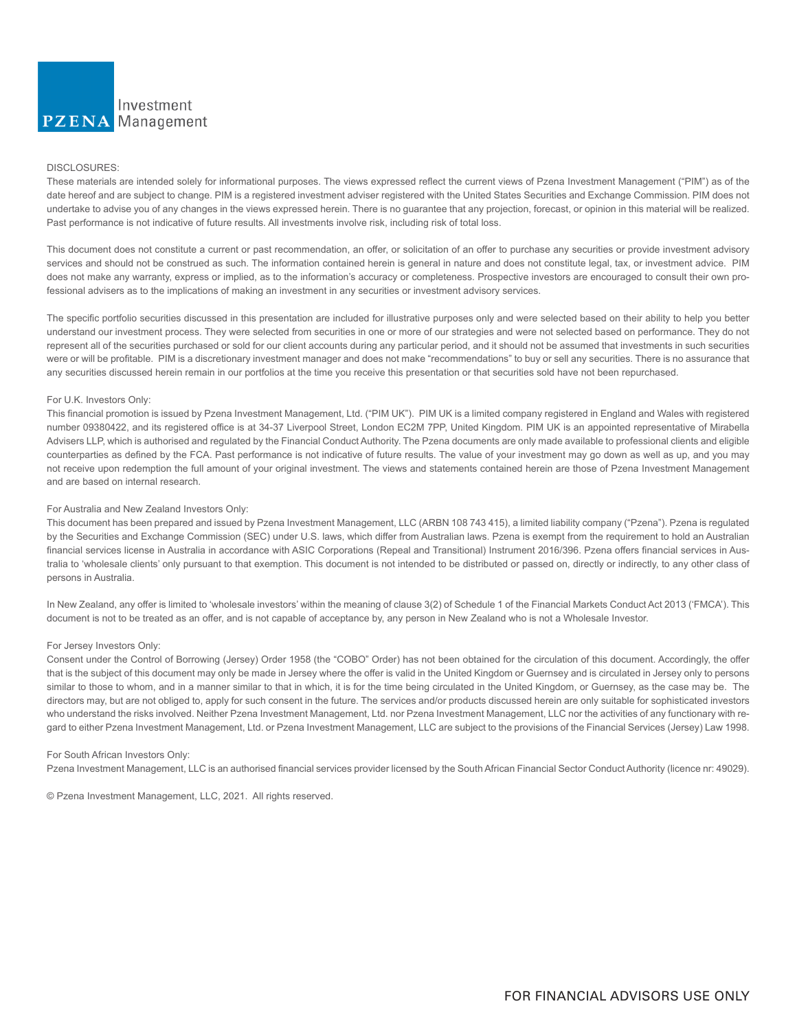PZENA Investment Management

DISCLOSURES:

These materials are intended solely for informational purposes. The views expressed reflect the current views of Pzena Investment Management ("PIM") as of the date hereof and are subject to change. PIM is a registered investment adviser registered with the United States Securities and Exchange Commission. PIM does not undertake to advise you of any changes in the views expressed herein. There is no guarantee that any projection, forecast, or opinion in this material will be realized. Past performance is not indicative of future results. All investments involve risk, including risk of total loss.

This document does not constitute a current or past recommendation, an offer, or solicitation of an offer to purchase any securities or provide investment advisory services and should not be construed as such. The information contained herein is general in nature and does not constitute legal, tax, or investment advice. PIM does not make any warranty, express or implied, as to the information's accuracy or completeness. Prospective investors are encouraged to consult their own professional advisers as to the implications of making an investment in any securities or investment advisory services.

The specific portfolio securities discussed in this presentation are included for illustrative purposes only and were selected based on their ability to help you better understand our investment process. They were selected from securities in one or more of our strategies and were not selected based on performance. They do not represent all of the securities purchased or sold for our client accounts during any particular period, and it should not be assumed that investments in such securities were or will be profitable. PIM is a discretionary investment manager and does not make "recommendations" to buy or sell any securities. There is no assurance that any securities discussed herein remain in our portfolios at the time you receive this presentation or that securities sold have not been repurchased.

For U.K. Investors Only:

This financial promotion is issued by Pzena Investment Management, Ltd. ("PIM UK"). PIM UK is a limited company registered in England and Wales with registered number 09380422, and its registered office is at 34-37 Liverpool Street, London EC2M 7PP, United Kingdom. PIM UK is an appointed representative of Mirabella Advisers LLP, which is authorised and regulated by the Financial Conduct Authority. The Pzena documents are only made available to professional clients and eligible counterparties as defined by the FCA. Past performance is not indicative of future results. The value of your investment may go down as well as up, and you may not receive upon redemption the full amount of your original investment. The views and statements contained herein are those of Pzena Investment Management and are based on internal research.

For Australia and New Zealand Investors Only:

This document has been prepared and issued by Pzena Investment Management, LLC (ARBN 108 743 415), a limited liability company ("Pzena"). Pzena is regulated by the Securities and Exchange Commission (SEC) under U.S. laws, which differ from Australian laws. Pzena is exempt from the requirement to hold an Australian financial services license in Australia in accordance with ASIC Corporations (Repeal and Transitional) Instrument 2016/396. Pzena offers financial services in Australia to 'wholesale clients' only pursuant to that exemption. This document is not intended to be distributed or passed on, directly or indirectly, to any other class of persons in Australia.

In New Zealand, any offer is limited to 'wholesale investors' within the meaning of clause 3(2) of Schedule 1 of the Financial Markets Conduct Act 2013 ('FMCA'). This document is not to be treated as an offer, and is not capable of acceptance by, any person in New Zealand who is not a Wholesale Investor.

For Jersey Investors Only:

Consent under the Control of Borrowing (Jersey) Order 1958 (the "COBO" Order) has not been obtained for the circulation of this document. Accordingly, the offer that is the subject of this document may only be made in Jersey where the offer is valid in the United Kingdom or Guernsey and is circulated in Jersey only to persons similar to those to whom, and in a manner similar to that in which, it is for the time being circulated in the United Kingdom, or Guernsey, as the case may be. The directors may, but are not obliged to, apply for such consent in the future. The services and/or products discussed herein are only suitable for sophisticated investors who understand the risks involved. Neither Pzena Investment Management, Ltd. nor Pzena Investment Management, LLC nor the activities of any functionary with regard to either Pzena Investment Management, Ltd. or Pzena Investment Management, LLC are subject to the provisions of the Financial Services (Jersey) Law 1998.

For South African Investors Only:

Pzena Investment Management, LLC is an authorised financial services provider licensed by the South African Financial Sector Conduct Authority (licence nr: 49029).

© Pzena Investment Management, LLC, 2021. All rights reserved.

FOR FINANCIAL ADVISORS USE ONLY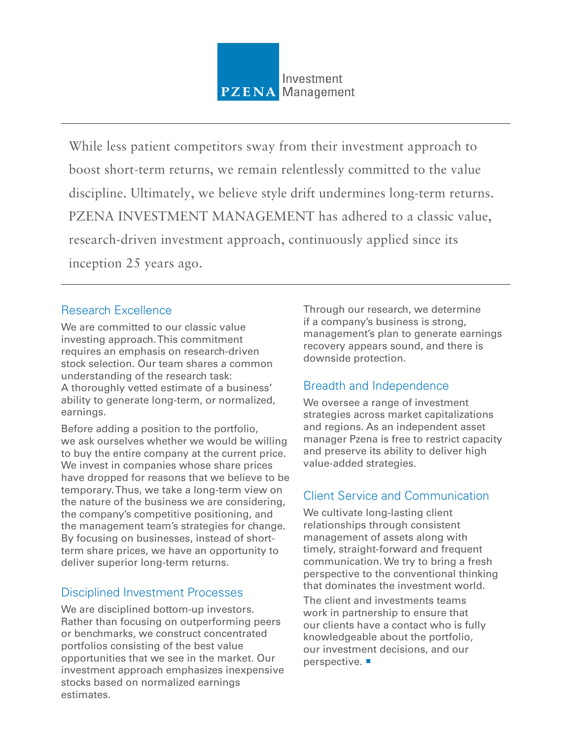PZENA Investment Management

While less patient competitors sway from their investment approach to boost short-term returns, we remain relentlessly committed to the value discipline. Ultimately, we believe style drift undermines long-term returns. PZENA INVESTMENT MANAGEMENT has adhered to a classic value, research-driven investment approach, continuously applied since its inception 25 years ago.

## Research Excellence

We are committed to our classic value investing approach. This commitment requires an emphasis on research-driven stock selection. Our team shares a common understanding of the research task: A thoroughly vetted estimate of a business' ability to generate long-term, or normalized, earnings.

Before adding a position to the portfolio, we ask ourselves whether we would be willing to buy the entire company at the current price. We invest in companies whose share prices have dropped for reasons that we believe to be temporary. Thus, we take a long-term view on the nature of the business we are considering, the company's competitive positioning, and the management team's strategies for change. By focusing on businesses, instead of short-term share prices, we have an opportunity to deliver superior long-term returns.

## Disciplined Investment Processes

We are disciplined bottom-up investors. Rather than focusing on outperforming peers or benchmarks, we construct concentrated portfolios consisting of the best value opportunities that we see in the market. Our investment approach emphasizes inexpensive stocks based on normalized earnings estimates.

Through our research, we determine if a company's business is strong, management's plan to generate earnings recovery appears sound, and there is downside protection.

## Breadth and Independence

We oversee a range of investment strategies across market capitalizations and regions. As an independent asset manager Pzena is free to restrict capacity and preserve its ability to deliver high value-added strategies.

## Client Service and Communication

We cultivate long-lasting client relationships through consistent management of assets along with timely, straight-forward and frequent communication. We try to bring a fresh perspective to the conventional thinking that dominates the investment world.

The client and investments teams work in partnership to ensure that our clients have a contact who is fully knowledgeable about the portfolio, our investment decisions, and our perspective. ■